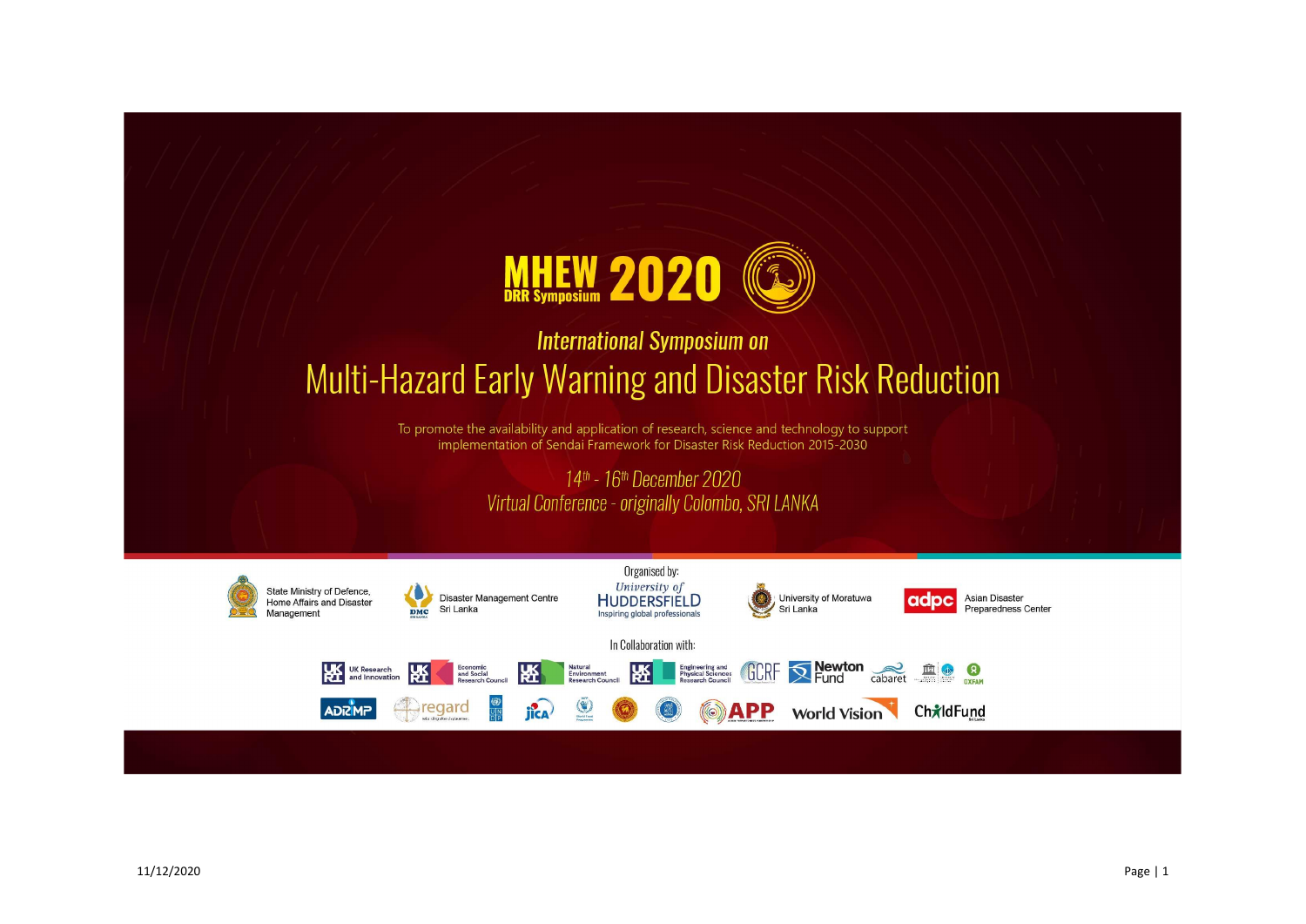# MHEW 2020

**DRR Symposium**

## *International Symposium on*

# Multi-Hazard Early Warning and Disaster Risk Reduction

To promote the availability and application of research, science and technology to support implementation of Sendai Framework for Disaster Risk Reduction 2015-2030

*14th - 16th December 2020*

*Virtual Conference - originally Colombo, SRI LANKA*

Organised by:

State Ministry of Defence, Home Affairs and Disaster Management

Disaster Management Centre Sri Lanka

University of Huddersfield — Inspiring global professionals

University of Moratuwa Sri Lanka

adpc — Asian Disaster Preparedness Center

In Collaboration with:

UK Research and Innovation; Economic and Social Research Council; Natural Environment Research Council; Engineering and Physical Sciences Research Council; GCRF; Newton Fund; cabaret; OXFAM; ADRMP; regard; JICA; APP; World Vision; ChildFund Sri Lanka

11/12/2020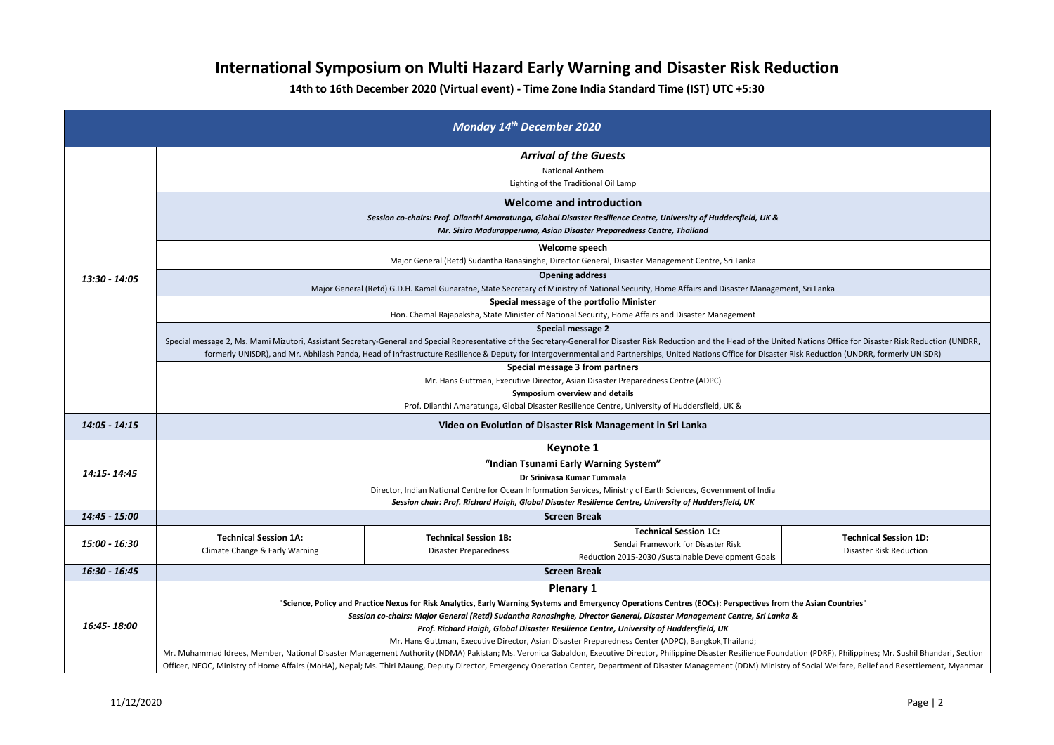# International Symposium on Multi Hazard Early Warning and Disaster Risk Reduction

**14th to 16th December 2020 (Virtual event) - Time Zone India Standard Time (IST) UTC +5:30**

| ***Monday 14th December 2020*** | | | | |
|---|---|---|---|---|
| *13:30 - 14:05* | ***Arrival of the Guests*** <br> National Anthem <br> Lighting of the Traditional Oil Lamp | | | |
| | **Welcome and introduction** <br> ***Session co-chairs: Prof. Dilanthi Amaratunga, Global Disaster Resilience Centre, University of Huddersfield, UK &*** <br> ***Mr. Sisira Madurapperuma, Asian Disaster Preparedness Centre, Thailand*** | | | |
| | **Welcome speech** <br> Major General (Retd) Sudantha Ranasinghe, Director General, Disaster Management Centre, Sri Lanka | | | |
| | **Opening address** <br> Major General (Retd) G.D.H. Kamal Gunaratne, State Secretary of Ministry of National Security, Home Affairs and Disaster Management, Sri Lanka | | | |
| | **Special message of the portfolio Minister** <br> Hon. Chamal Rajapaksha, State Minister of National Security, Home Affairs and Disaster Management | | | |
| | **Special message 2** <br> Special message 2, Ms. Mami Mizutori, Assistant Secretary-General and Special Representative of the Secretary-General for Disaster Risk Reduction and the Head of the United Nations Office for Disaster Risk Reduction (UNDRR, formerly UNISDR), and Mr. Abhilash Panda, Head of Infrastructure Resilience & Deputy for Intergovernmental and Partnerships, United Nations Office for Disaster Risk Reduction (UNDRR, formerly UNISDR) | | | |
| | **Special message 3 from partners** <br> Mr. Hans Guttman, Executive Director, Asian Disaster Preparedness Centre (ADPC) | | | |
| | **Symposium overview and details** <br> Prof. Dilanthi Amaratunga, Global Disaster Resilience Centre, University of Huddersfield, UK & | | | |
| *14:05 - 14:15* | **Video on Evolution of Disaster Risk Management in Sri Lanka** | | | |
| *14:15- 14:45* | **Keynote 1** <br> **"Indian Tsunami Early Warning System"** <br> **Dr Srinivasa Kumar Tummala** <br> Director, Indian National Centre for Ocean Information Services, Ministry of Earth Sciences, Government of India <br> ***Session chair: Prof. Richard Haigh, Global Disaster Resilience Centre, University of Huddersfield, UK*** | | | |
| *14:45 - 15:00* | **Screen Break** | | | |
| *15:00 - 16:30* | **Technical Session 1A:** <br> Climate Change & Early Warning | **Technical Session 1B:** <br> Disaster Preparedness | **Technical Session 1C:** <br> Sendai Framework for Disaster Risk Reduction 2015-2030 /Sustainable Development Goals | **Technical Session 1D:** <br> Disaster Risk Reduction |
| *16:30 - 16:45* | **Screen Break** | | | |
| *16:45- 18:00* | **Plenary 1** <br> **"Science, Policy and Practice Nexus for Risk Analytics, Early Warning Systems and Emergency Operations Centres (EOCs): Perspectives from the Asian Countries"** <br> ***Session co-chairs: Major General (Retd) Sudantha Ranasinghe, Director General, Disaster Management Centre, Sri Lanka &*** <br> ***Prof. Richard Haigh, Global Disaster Resilience Centre, University of Huddersfield, UK*** <br> Mr. Hans Guttman, Executive Director, Asian Disaster Preparedness Center (ADPC), Bangkok,Thailand; <br> Mr. Muhammad Idrees, Member, National Disaster Management Authority (NDMA) Pakistan; Ms. Veronica Gabaldon, Executive Director, Philippine Disaster Resilience Foundation (PDRF), Philippines; Mr. Sushil Bhandari, Section Officer, NEOC, Ministry of Home Affairs (MoHA), Nepal; Ms. Thiri Maung, Deputy Director, Emergency Operation Center, Department of Disaster Management (DDM) Ministry of Social Welfare, Relief and Resettlement, Myanmar | | | |

11/12/2020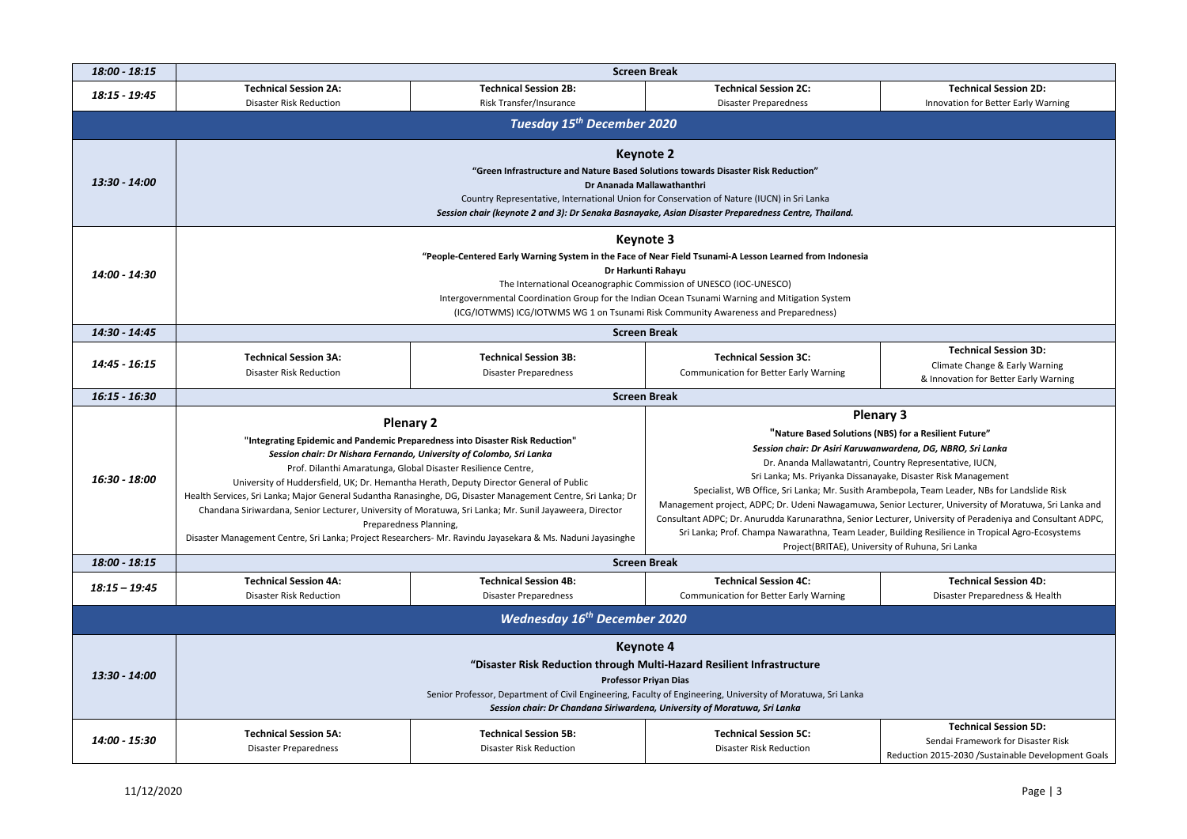| 18:00 - 18:15 | **Screen Break** | | | |
|---|---|---|---|---|
| 18:15 - 19:45 | **Technical Session 2A:** Disaster Risk Reduction | **Technical Session 2B:** Risk Transfer/Insurance | **Technical Session 2C:** Disaster Preparedness | **Technical Session 2D:** Innovation for Better Early Warning |

## *Tuesday 15th December 2020*

| Time | Session | | | |
|---|---|---|---|---|
| 13:30 - 14:00 | **Keynote 2** **"Green Infrastructure and Nature Based Solutions towards Disaster Risk Reduction"** **Dr Ananada Mallawathanthri** Country Representative, International Union for Conservation of Nature (IUCN) in Sri Lanka ***Session chair (keynote 2 and 3): Dr Senaka Basnayake, Asian Disaster Preparedness Centre, Thailand.*** | | | |
| 14:00 - 14:30 | **Keynote 3** **"People-Centered Early Warning System in the Face of Near Field Tsunami-A Lesson Learned from Indonesia** **Dr Harkunti Rahayu** The International Oceanographic Commission of UNESCO (IOC-UNESCO) Intergovernmental Coordination Group for the Indian Ocean Tsunami Warning and Mitigation System (ICG/IOTWMS) ICG/IOTWMS WG 1 on Tsunami Risk Community Awareness and Preparedness) | | | |
| 14:30 - 14:45 | **Screen Break** | | | |
| 14:45 - 16:15 | **Technical Session 3A:** Disaster Risk Reduction | **Technical Session 3B:** Disaster Preparedness | **Technical Session 3C:** Communication for Better Early Warning | **Technical Session 3D:** Climate Change & Early Warning & Innovation for Better Early Warning |
| 16:15 - 16:30 | **Screen Break** | | | |
| 16:30 - 18:00 | **Plenary 2** **"Integrating Epidemic and Pandemic Preparedness into Disaster Risk Reduction"** ***Session chair: Dr Nishara Fernando, University of Colombo, Sri Lanka*** Prof. Dilanthi Amaratunga, Global Disaster Resilience Centre, University of Huddersfield, UK; Dr. Hemantha Herath, Deputy Director General of Public Health Services, Sri Lanka; Major General Sudantha Ranasinghe, DG, Disaster Management Centre, Sri Lanka; Dr Chandana Siriwardana, Senior Lecturer, University of Moratuwa, Sri Lanka; Mr. Sunil Jayaweera, Director Preparedness Planning, Disaster Management Centre, Sri Lanka; Project Researchers- Mr. Ravindu Jayasekara & Ms. Naduni Jayasinghe | | **Plenary 3** **"Nature Based Solutions (NBS) for a Resilient Future"** ***Session chair: Dr Asiri Karuwanwardena, DG, NBRO, Sri Lanka*** Dr. Ananda Mallawatantri, Country Representative, IUCN, Sri Lanka; Ms. Priyanka Dissanayake, Disaster Risk Management Specialist, WB Office, Sri Lanka; Mr. Susith Arambepola, Team Leader, NBs for Landslide Risk Management project, ADPC; Dr. Udeni Nawagamuwa, Senior Lecturer, University of Moratuwa, Sri Lanka and Consultant ADPC; Dr. Anurudda Karunarathna, Senior Lecturer, University of Peradeniya and Consultant ADPC, Sri Lanka; Prof. Champa Nawarathna, Team Leader, Building Resilience in Tropical Agro-Ecosystems Project(BRITAE), University of Ruhuna, Sri Lanka | |
| 18:00 - 18:15 | **Screen Break** | | | |
| 18:15 – 19:45 | **Technical Session 4A:** Disaster Risk Reduction | **Technical Session 4B:** Disaster Preparedness | **Technical Session 4C:** Communication for Better Early Warning | **Technical Session 4D:** Disaster Preparedness & Health |

## *Wednesday 16th December 2020*

| Time | Session | | | |
|---|---|---|---|---|
| 13:30 - 14:00 | **Keynote 4** **"Disaster Risk Reduction through Multi-Hazard Resilient Infrastructure** **Professor Priyan Dias** Senior Professor, Department of Civil Engineering, Faculty of Engineering, University of Moratuwa, Sri Lanka ***Session chair: Dr Chandana Siriwardena, University of Moratuwa, Sri Lanka*** | | | |
| 14:00 - 15:30 | **Technical Session 5A:** Disaster Preparedness | **Technical Session 5B:** Disaster Risk Reduction | **Technical Session 5C:** Disaster Risk Reduction | **Technical Session 5D:** Sendai Framework for Disaster Risk Reduction 2015-2030 /Sustainable Development Goals |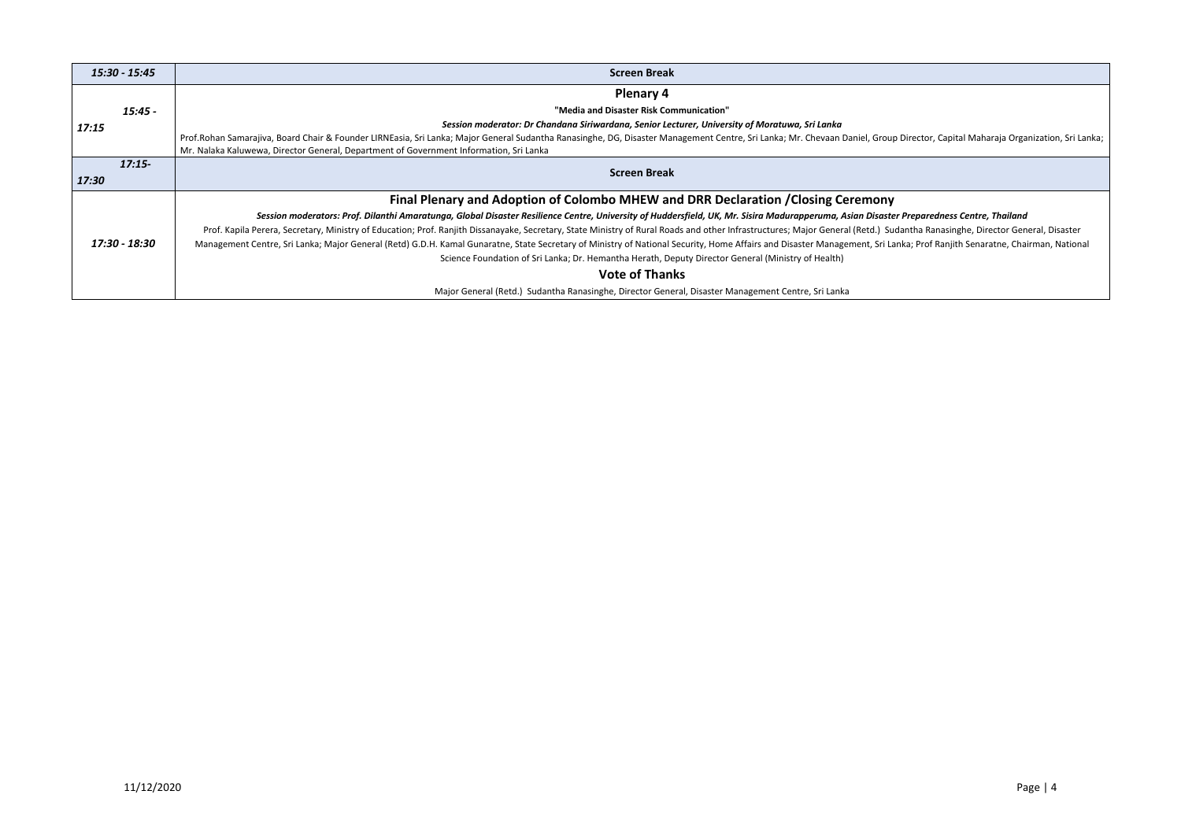| 15:30 - 15:45 | **Screen Break** |
|---|---|
| *15:45 - 17:15* | **Plenary 4**<br>**"Media and Disaster Risk Communication"**<br>***Session moderator: Dr Chandana Siriwardana, Senior Lecturer, University of Moratuwa, Sri Lanka***<br>Prof.Rohan Samarajiva, Board Chair & Founder LIRNEasia, Sri Lanka; Major General Sudantha Ranasinghe, DG, Disaster Management Centre, Sri Lanka; Mr. Chevaan Daniel, Group Director, Capital Maharaja Organization, Sri Lanka; Mr. Nalaka Kaluwewa, Director General, Department of Government Information, Sri Lanka |
| *17:15- 17:30* | **Screen Break** |
| *17:30 - 18:30* | **Final Plenary and Adoption of Colombo MHEW and DRR Declaration /Closing Ceremony**<br>***Session moderators: Prof. Dilanthi Amaratunga, Global Disaster Resilience Centre, University of Huddersfield, UK, Mr. Sisira Madurapperuma, Asian Disaster Preparedness Centre, Thailand***<br>Prof. Kapila Perera, Secretary, Ministry of Education; Prof. Ranjith Dissanayake, Secretary, State Ministry of Rural Roads and other Infrastructures; Major General (Retd.) Sudantha Ranasinghe, Director General, Disaster Management Centre, Sri Lanka; Major General (Retd) G.D.H. Kamal Gunaratne, State Secretary of Ministry of National Security, Home Affairs and Disaster Management, Sri Lanka; Prof Ranjith Senaratne, Chairman, National Science Foundation of Sri Lanka; Dr. Hemantha Herath, Deputy Director General (Ministry of Health)<br>**Vote of Thanks**<br>Major General (Retd.) Sudantha Ranasinghe, Director General, Disaster Management Centre, Sri Lanka |

11/12/2020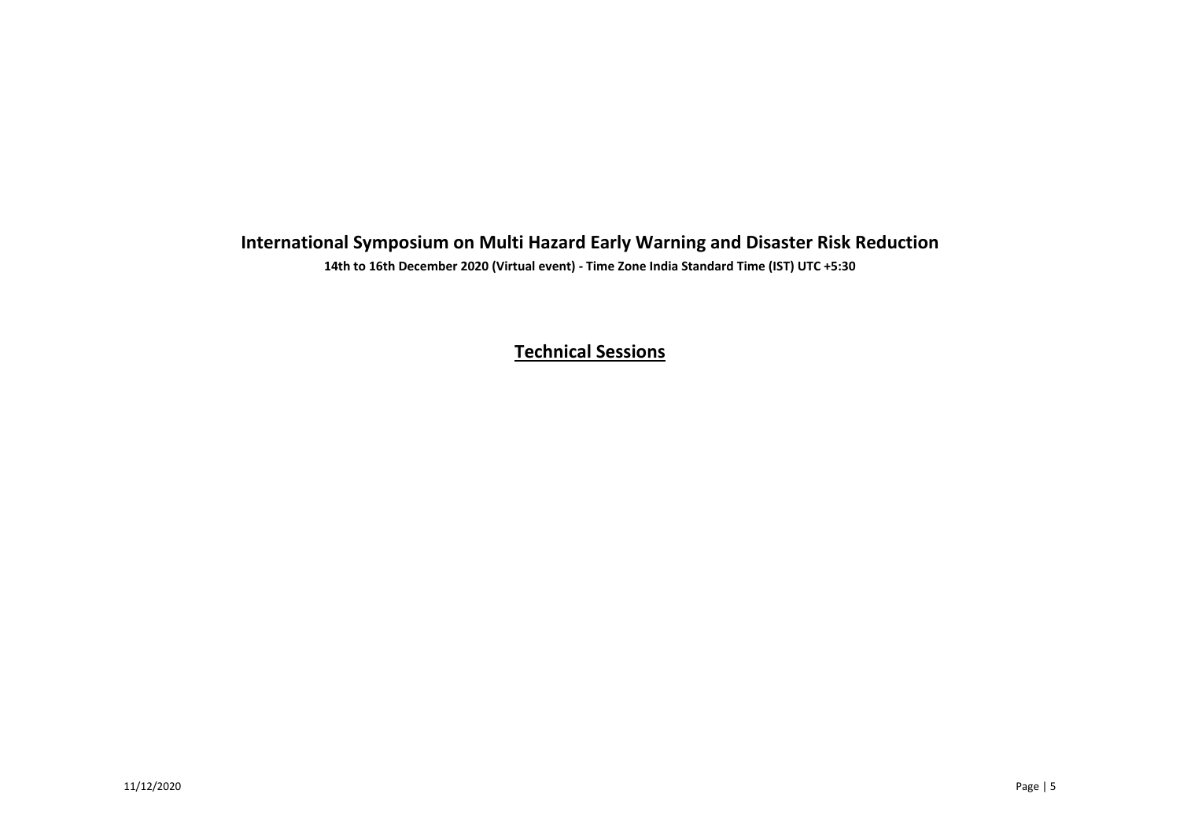# International Symposium on Multi Hazard Early Warning and Disaster Risk Reduction

**14th to 16th December 2020 (Virtual event) - Time Zone India Standard Time (IST) UTC +5:30**

## Technical Sessions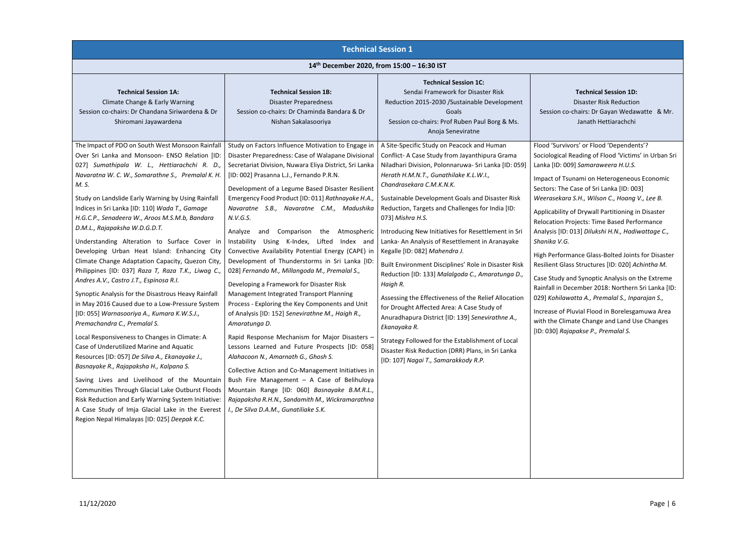## Technical Session 1

**14th December 2020, from 15:00 – 16:30 IST**

| **Technical Session 1A:** Climate Change & Early Warning Session co-chairs: Dr Chandana Siriwardena & Dr Shiromani Jayawardena | **Technical Session 1B:** Disaster Preparedness Session co-chairs: Dr Chaminda Bandara & Dr Nishan Sakalasooriya | **Technical Session 1C:** Sendai Framework for Disaster Risk Reduction 2015-2030 /Sustainable Development Goals Session co-chairs: Prof Ruben Paul Borg & Ms. Anoja Seneviratne | **Technical Session 1D:** Disaster Risk Reduction Session co-chairs: Dr Gayan Wedawatte & Mr. Janath Hettiarachchi |
|---|---|---|---|
| The Impact of PDO on South West Monsoon Rainfall Over Sri Lanka and Monsoon- ENSO Relation [ID: 027] *Sumathipala W. L., Hettiarachchi R. D., Navaratna W. C. W., Somarathne S., Premalal K. H. M. S.*<br><br>Study on Landslide Early Warning by Using Rainfall Indices in Sri Lanka [ID: 110] *Wada T., Gamage H.G.C.P., Senadeera W., Aroos M.S.M.b, Bandara D.M.L., Rajapaksha W.D.G.D.T.*<br><br>Understanding Alteration to Surface Cover in Developing Urban Heat Island: Enhancing City Climate Change Adaptation Capacity, Quezon City, Philippines [ID: 037] *Raza T, Raza T.K., Liwag C., Andres A.V., Castro J.T., Espinosa R.I.*<br><br>Synoptic Analysis for the Disastrous Heavy Rainfall in May 2016 Caused due to a Low-Pressure System [ID: 055] *Warnasooriya A., Kumara K.W.S.J., Premachandra C., Premalal S.*<br><br>Local Responsiveness to Changes in Climate: A Case of Underutilized Marine and Aquatic Resources [ID: 057] *De Silva A., Ekanayake J., Basnayake R., Rajapaksha H., Kalpana S.*<br><br>Saving Lives and Livelihood of the Mountain Communities Through Glacial Lake Outburst Floods Risk Reduction and Early Warning System Initiative: A Case Study of Imja Glacial Lake in the Everest Region Nepal Himalayas [ID: 025] *Deepak K.C.* | Study on Factors Influence Motivation to Engage in Disaster Preparedness: Case of Walapane Divisional Secretariat Division, Nuwara Eliya District, Sri Lanka [ID: 002] Prasanna L.J., Fernando P.R.N.<br><br>Development of a Legume Based Disaster Resilient Emergency Food Product [ID: 011] *Rathnayake H.A., Navaratne S.B., Navaratne C.M., Madushika N.V.G.S.*<br><br>Analyze and Comparison the Atmospheric Instability Using K-Index, Lifted Index and Convective Availability Potential Energy (CAPE) in Development of Thunderstorms in Sri Lanka [ID: 028] *Fernando M., Millangoda M., Premalal S.,*<br><br>Developing a Framework for Disaster Risk Management Integrated Transport Planning Process - Exploring the Key Components and Unit of Analysis [ID: 152] *Senevirathne M., Haigh R., Amaratunga D.*<br><br>Rapid Response Mechanism for Major Disasters – Lessons Learned and Future Prospects [ID: 058] *Alahacoon N., Amarnath G., Ghosh S.*<br><br>Collective Action and Co-Management Initiatives in Bush Fire Management – A Case of Belihuloya Mountain Range [ID: 060] *Basnayake B.M.R.L., Rajapaksha R.H.N., Sandamith M., Wickramarathna I., De Silva D.A.M., Gunatiliake S.K.* | A Site-Specific Study on Peacock and Human Conflict- A Case Study from Jayanthipura Grama Niladhari Division, Polonnaruwa- Sri Lanka [ID: 059] *Herath H.M.N.T., Gunathilake K.L.W.I., Chandrasekara C.M.K.N.K.*<br><br>Sustainable Development Goals and Disaster Risk Reduction, Targets and Challenges for India [ID: 073] *Mishra H.S.*<br><br>Introducing New Initiatives for Resettlement in Sri Lanka- An Analysis of Resettlement in Aranayake Kegalle [ID: 082] *Mahendra J.*<br><br>Built Environment Disciplines' Role in Disaster Risk Reduction [ID: 133] *Malalgoda C., Amaratunga D., Haigh R.*<br><br>Assessing the Effectiveness of the Relief Allocation for Drought Affected Area: A Case Study of Anuradhapura District [ID: 139] *Senevirathne A., Ekanayaka R.*<br><br>Strategy Followed for the Establishment of Local Disaster Risk Reduction (DRR) Plans, in Sri Lanka [ID: 107] *Nagai T., Samarakkody R.P.* | Flood 'Survivors' or Flood 'Dependents'? Sociological Reading of Flood 'Victims' in Urban Sri Lanka [ID: 009] *Samaraweera H.U.S.*<br><br>Impact of Tsunami on Heterogeneous Economic Sectors: The Case of Sri Lanka [ID: 003] *Weerasekara S.H., Wilson C., Hoang V., Lee B.*<br><br>Applicability of Drywall Partitioning in Disaster Relocation Projects: Time Based Performance Analysis [ID: 013] *Dilukshi H.N., Hadiwattage C., Shanika V.G.*<br><br>High Performance Glass-Bolted Joints for Disaster Resilient Glass Structures [ID: 020] *Achintha M.*<br><br>Case Study and Synoptic Analysis on the Extreme Rainfall in December 2018: Northern Sri Lanka [ID: 029] *Kohilawatta A., Premalal S., Inparajan S.,*<br><br>Increase of Pluvial Flood in Borelesgamuwa Area with the Climate Change and Land Use Changes [ID: 030] *Rajapakse P., Premalal S.* |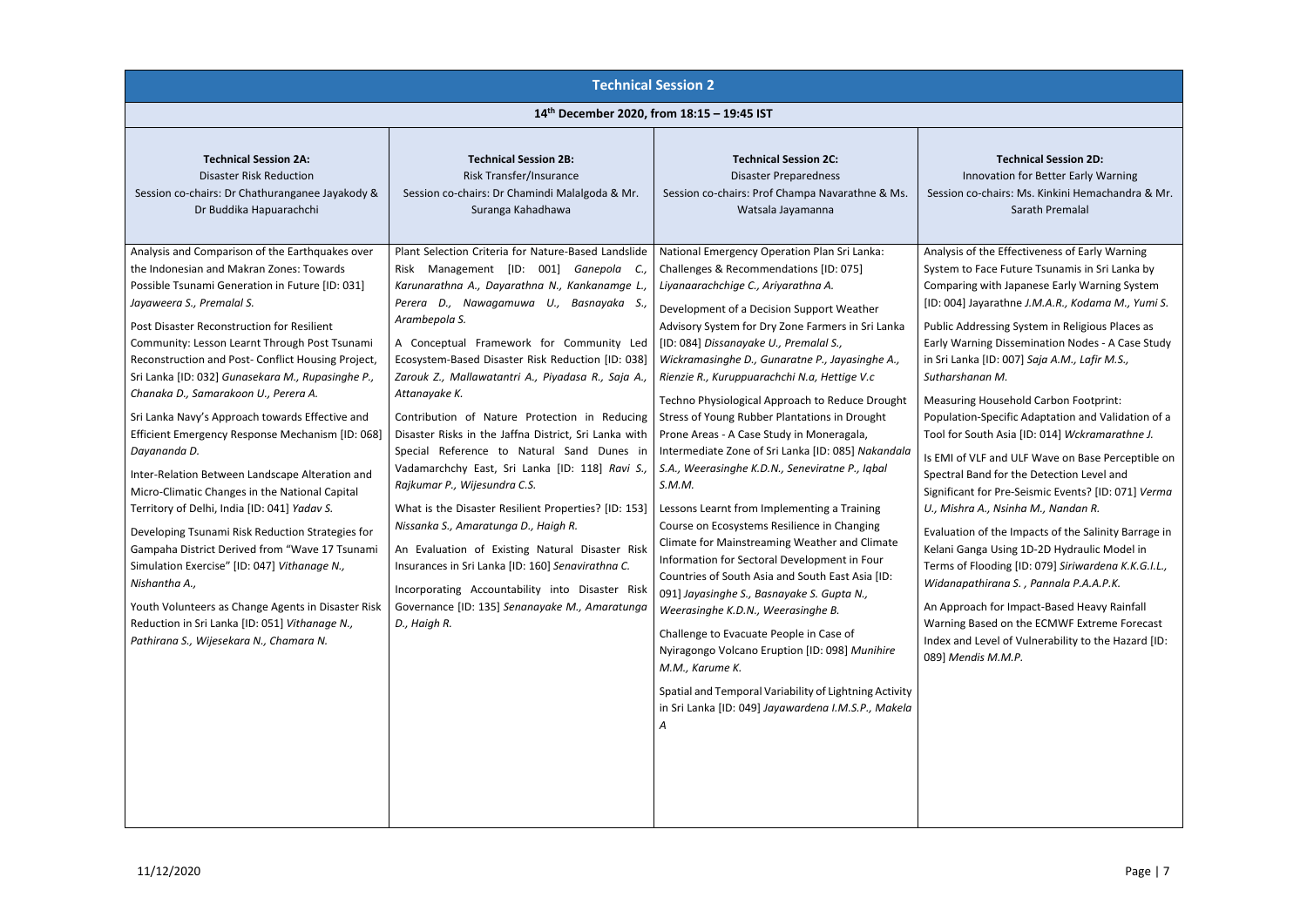## Technical Session 2

**14th December 2020, from 18:15 – 19:45 IST**

| **Technical Session 2A:** Disaster Risk Reduction Session co-chairs: Dr Chathuranganee Jayakody & Dr Buddika Hapuarachchi | **Technical Session 2B:** Risk Transfer/Insurance Session co-chairs: Dr Chamindi Malalgoda & Mr. Suranga Kahadhawa | **Technical Session 2C:** Disaster Preparedness Session co-chairs: Prof Champa Navarathne & Ms. Watsala Jayamanna | **Technical Session 2D:** Innovation for Better Early Warning Session co-chairs: Ms. Kinkini Hemachandra & Mr. Sarath Premalal |
|---|---|---|---|
| Analysis and Comparison of the Earthquakes over the Indonesian and Makran Zones: Towards Possible Tsunami Generation in Future [ID: 031] *Jayaweera S., Premalal S.* | Plant Selection Criteria for Nature-Based Landslide Risk Management [ID: 001] *Ganepola C., Karunarathna A., Dayarathna N., Kankanamge L., Perera D., Nawagamuwa U., Basnayaka S., Arambepola S.* | National Emergency Operation Plan Sri Lanka: Challenges & Recommendations [ID: 075] *Liyanaarachchige C., Ariyarathna A.* | Analysis of the Effectiveness of Early Warning System to Face Future Tsunamis in Sri Lanka by Comparing with Japanese Early Warning System [ID: 004] Jayarathne *J.M.A.R., Kodama M., Yumi S.* |
| Post Disaster Reconstruction for Resilient Community: Lesson Learnt Through Post Tsunami Reconstruction and Post- Conflict Housing Project, Sri Lanka [ID: 032] *Gunasekara M., Rupasinghe P., Chanaka D., Samarakoon U., Perera A.* | A Conceptual Framework for Community Led Ecosystem-Based Disaster Risk Reduction [ID: 038] *Zarouk Z., Mallawatantri A., Piyadasa R., Saja A., Attanayake K.* | Development of a Decision Support Weather Advisory System for Dry Zone Farmers in Sri Lanka [ID: 084] *Dissanayake U., Premalal S., Wickramasinghe D., Gunaratne P., Jayasinghe A., Rienzie R., Kuruppuarachchi N.a, Hettige V.c* | Public Addressing System in Religious Places as Early Warning Dissemination Nodes - A Case Study in Sri Lanka [ID: 007] *Saja A.M., Lafir M.S., Sutharshanan M.* |
| Sri Lanka Navy's Approach towards Effective and Efficient Emergency Response Mechanism [ID: 068] *Dayananda D.* | Contribution of Nature Protection in Reducing Disaster Risks in the Jaffna District, Sri Lanka with Special Reference to Natural Sand Dunes in Vadamarchchy East, Sri Lanka [ID: 118] *Ravi S., Rajkumar P., Wijesundra C.S.* | Techno Physiological Approach to Reduce Drought Stress of Young Rubber Plantations in Drought Prone Areas - A Case Study in Moneragala, Intermediate Zone of Sri Lanka [ID: 085] *Nakandala S.A., Weerasinghe K.D.N., Seneviratne P., Iqbal S.M.M.* | Measuring Household Carbon Footprint: Population-Specific Adaptation and Validation of a Tool for South Asia [ID: 014] *Wckramarathne J.* |
| Inter-Relation Between Landscape Alteration and Micro-Climatic Changes in the National Capital Territory of Delhi, India [ID: 041] *Yadav S.* | What is the Disaster Resilient Properties? [ID: 153] *Nissanka S., Amaratunga D., Haigh R.* | Lessons Learnt from Implementing a Training Course on Ecosystems Resilience in Changing Climate for Mainstreaming Weather and Climate Information for Sectoral Development in Four Countries of South Asia and South East Asia [ID: 091] *Jayasinghe S., Basnayake S. Gupta N., Weerasinghe K.D.N., Weerasinghe B.* | Is EMI of VLF and ULF Wave on Base Perceptible on Spectral Band for the Detection Level and Significant for Pre-Seismic Events? [ID: 071] *Verma U., Mishra A., Nsinha M., Nandan R.* |
| Developing Tsunami Risk Reduction Strategies for Gampaha District Derived from "Wave 17 Tsunami Simulation Exercise" [ID: 047] *Vithanage N., Nishantha A.,* | An Evaluation of Existing Natural Disaster Risk Insurances in Sri Lanka [ID: 160] *Senavirathna C.* | Challenge to Evacuate People in Case of Nyiragongo Volcano Eruption [ID: 098] *Munihire M.M., Karume K.* | Evaluation of the Impacts of the Salinity Barrage in Kelani Ganga Using 1D-2D Hydraulic Model in Terms of Flooding [ID: 079] *Siriwardena K.K.G.I.L., Widanapathirana S. , Pannala P.A.A.P.K.* |
| Youth Volunteers as Change Agents in Disaster Risk Reduction in Sri Lanka [ID: 051] *Vithanage N., Pathirana S., Wijesekara N., Chamara N.* | Incorporating Accountability into Disaster Risk Governance [ID: 135] *Senanayake M., Amaratunga D., Haigh R.* | Spatial and Temporal Variability of Lightning Activity in Sri Lanka [ID: 049] *Jayawardena I.M.S.P., Makela A* | An Approach for Impact-Based Heavy Rainfall Warning Based on the ECMWF Extreme Forecast Index and Level of Vulnerability to the Hazard [ID: 089] *Mendis M.M.P.* |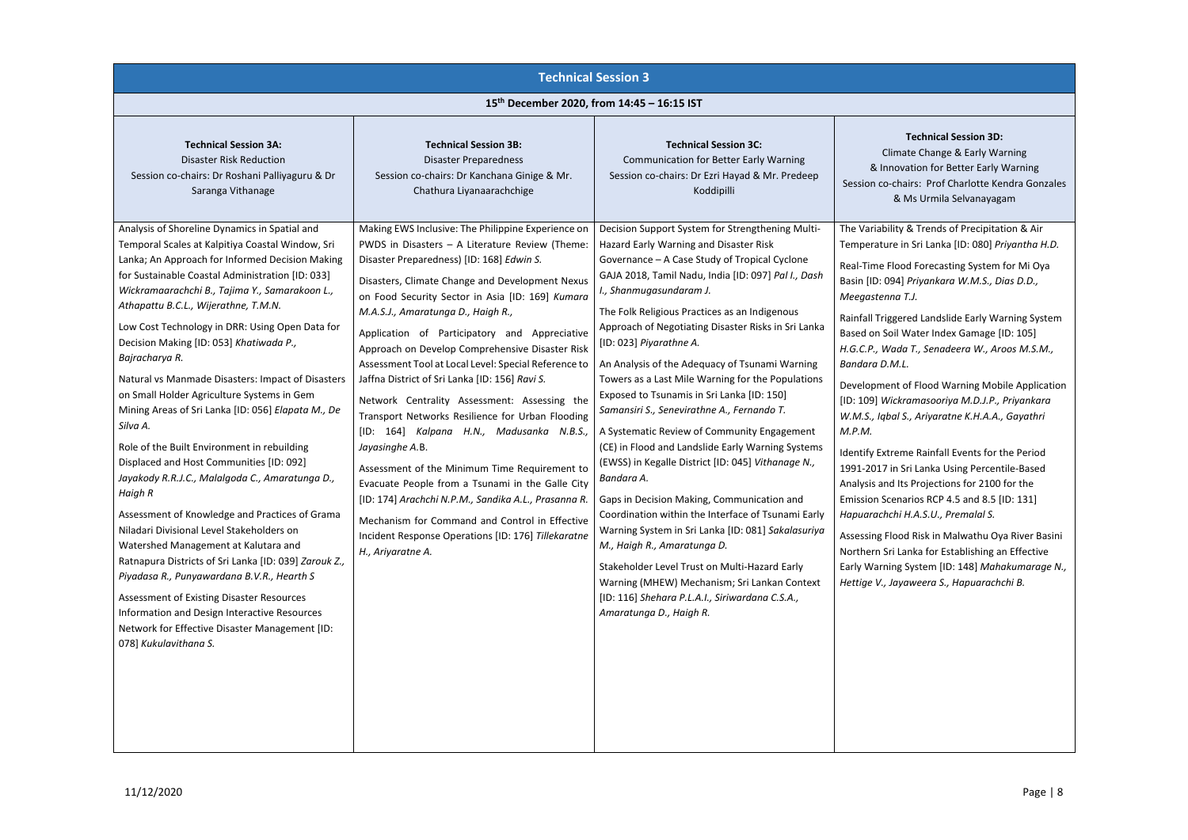## Technical Session 3

**15th December 2020, from 14:45 – 16:15 IST**

| **Technical Session 3A:** Disaster Risk Reduction Session co-chairs: Dr Roshani Palliyaguru & Dr Saranga Vithanage | **Technical Session 3B:** Disaster Preparedness Session co-chairs: Dr Kanchana Ginige & Mr. Chathura Liyanaarachchige | **Technical Session 3C:** Communication for Better Early Warning Session co-chairs: Dr Ezri Hayad & Mr. Predeep Koddipilli | **Technical Session 3D:** Climate Change & Early Warning & Innovation for Better Early Warning Session co-chairs: Prof Charlotte Kendra Gonzales & Ms Urmila Selvanayagam |
|---|---|---|---|
| Analysis of Shoreline Dynamics in Spatial and Temporal Scales at Kalpitiya Coastal Window, Sri Lanka; An Approach for Informed Decision Making for Sustainable Coastal Administration [ID: 033] *Wickramaarachchi B., Tajima Y., Samarakoon L., Athapattu B.C.L., Wijerathne, T.M.N.*<br><br>Low Cost Technology in DRR: Using Open Data for Decision Making [ID: 053] *Khatiwada P., Bajracharya R.*<br><br>Natural vs Manmade Disasters: Impact of Disasters on Small Holder Agriculture Systems in Gem Mining Areas of Sri Lanka [ID: 056] *Elapata M., De Silva A.*<br><br>Role of the Built Environment in rebuilding Displaced and Host Communities [ID: 092] *Jayakody R.R.J.C., Malalgoda C., Amaratunga D., Haigh R*<br><br>Assessment of Knowledge and Practices of Grama Niladari Divisional Level Stakeholders on Watershed Management at Kalutara and Ratnapura Districts of Sri Lanka [ID: 039] *Zarouk Z., Piyadasa R., Punyawardana B.V.R., Hearth S*<br><br>Assessment of Existing Disaster Resources Information and Design Interactive Resources Network for Effective Disaster Management [ID: 078] *Kukulavithana S.* | Making EWS Inclusive: The Philippine Experience on PWDS in Disasters – A Literature Review (Theme: Disaster Preparedness) [ID: 168] *Edwin S.*<br><br>Disasters, Climate Change and Development Nexus on Food Security Sector in Asia [ID: 169] *Kumara M.A.S.J., Amaratunga D., Haigh R.,*<br><br>Application of Participatory and Appreciative Approach on Develop Comprehensive Disaster Risk Assessment Tool at Local Level: Special Reference to Jaffna District of Sri Lanka [ID: 156] *Ravi S.*<br><br>Network Centrality Assessment: Assessing the Transport Networks Resilience for Urban Flooding [ID: 164] *Kalpana H.N., Madusanka N.B.S., Jayasinghe A.*B.<br><br>Assessment of the Minimum Time Requirement to Evacuate People from a Tsunami in the Galle City [ID: 174] *Arachchi N.P.M., Sandika A.L., Prasanna R.*<br><br>Mechanism for Command and Control in Effective Incident Response Operations [ID: 176] *Tillekaratne H., Ariyaratne A.* | Decision Support System for Strengthening Multi-Hazard Early Warning and Disaster Risk Governance – A Case Study of Tropical Cyclone GAJA 2018, Tamil Nadu, India [ID: 097] *Pal I., Dash I., Shanmugasundaram J.*<br><br>The Folk Religious Practices as an Indigenous Approach of Negotiating Disaster Risks in Sri Lanka [ID: 023] *Piyarathne A.*<br><br>An Analysis of the Adequacy of Tsunami Warning Towers as a Last Mile Warning for the Populations Exposed to Tsunamis in Sri Lanka [ID: 150] *Samansiri S., Senevirathne A., Fernando T.*<br><br>A Systematic Review of Community Engagement (CE) in Flood and Landslide Early Warning Systems (EWSS) in Kegalle District [ID: 045] *Vithanage N., Bandara A.*<br><br>Gaps in Decision Making, Communication and Coordination within the Interface of Tsunami Early Warning System in Sri Lanka [ID: 081] *Sakalasuriya M., Haigh R., Amaratunga D.*<br><br>Stakeholder Level Trust on Multi-Hazard Early Warning (MHEW) Mechanism; Sri Lankan Context [ID: 116] *Shehara P.L.A.I., Siriwardana C.S.A., Amaratunga D., Haigh R.* | The Variability & Trends of Precipitation & Air Temperature in Sri Lanka [ID: 080] *Priyantha H.D.*<br><br>Real-Time Flood Forecasting System for Mi Oya Basin [ID: 094] *Priyankara W.M.S., Dias D.D., Meegastenna T.J.*<br><br>Rainfall Triggered Landslide Early Warning System Based on Soil Water Index Gamage [ID: 105] *H.G.C.P., Wada T., Senadeera W., Aroos M.S.M., Bandara D.M.L.*<br><br>Development of Flood Warning Mobile Application [ID: 109] *Wickramasooriya M.D.J.P., Priyankara W.M.S., Iqbal S., Ariyaratne K.H.A.A., Gayathri M.P.M.*<br><br>Identify Extreme Rainfall Events for the Period 1991-2017 in Sri Lanka Using Percentile-Based Analysis and Its Projections for 2100 for the Emission Scenarios RCP 4.5 and 8.5 [ID: 131] *Hapuarachchi H.A.S.U., Premalal S.*<br><br>Assessing Flood Risk in Malwathu Oya River Basini Northern Sri Lanka for Establishing an Effective Early Warning System [ID: 148] *Mahakumarage N., Hettige V., Jayaweera S., Hapuarachchi B.* |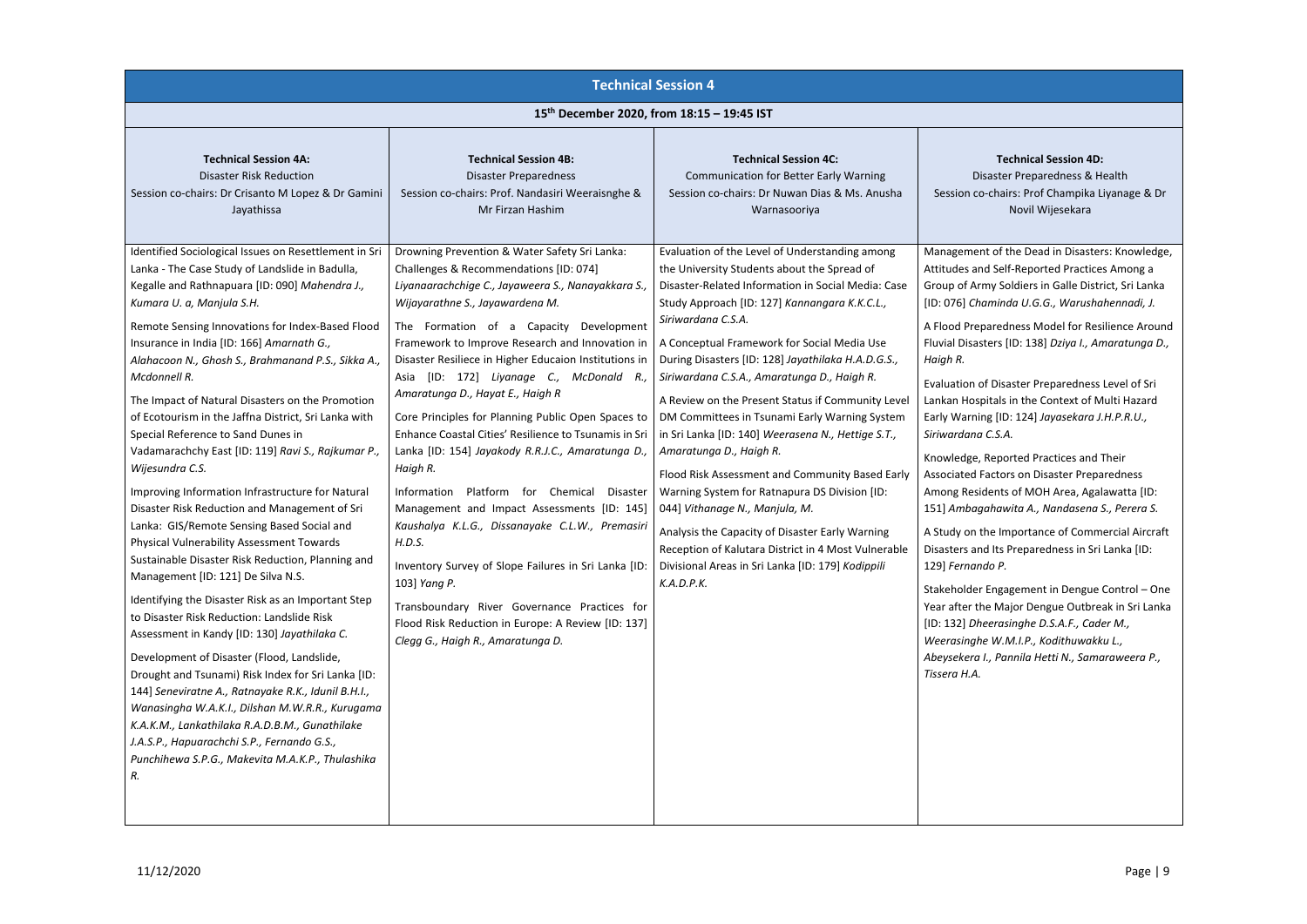# Technical Session 4

**15th December 2020, from 18:15 – 19:45 IST**

| **Technical Session 4A:** Disaster Risk Reduction Session co-chairs: Dr Crisanto M Lopez & Dr Gamini Jayathissa | **Technical Session 4B:** Disaster Preparedness Session co-chairs: Prof. Nandasiri Weeraisnghe & Mr Firzan Hashim | **Technical Session 4C:** Communication for Better Early Warning Session co-chairs: Dr Nuwan Dias & Ms. Anusha Warnasooriya | **Technical Session 4D:** Disaster Preparedness & Health Session co-chairs: Prof Champika Liyanage & Dr Novil Wijesekara |
|---|---|---|---|
| Identified Sociological Issues on Resettlement in Sri Lanka - The Case Study of Landslide in Badulla, Kegalle and Rathnapuara [ID: 090] *Mahendra J., Kumara U. a, Manjula S.H.*<br><br>Remote Sensing Innovations for Index-Based Flood Insurance in India [ID: 166] *Amarnath G., Alahacoon N., Ghosh S., Brahmanand P.S., Sikka A., Mcdonnell R.*<br><br>The Impact of Natural Disasters on the Promotion of Ecotourism in the Jaffna District, Sri Lanka with Special Reference to Sand Dunes in Vadamarachchy East [ID: 119] *Ravi S., Rajkumar P., Wijesundra C.S.*<br><br>Improving Information Infrastructure for Natural Disaster Risk Reduction and Management of Sri Lanka: GIS/Remote Sensing Based Social and Physical Vulnerability Assessment Towards Sustainable Disaster Risk Reduction, Planning and Management [ID: 121] De Silva N.S.<br><br>Identifying the Disaster Risk as an Important Step to Disaster Risk Reduction: Landslide Risk Assessment in Kandy [ID: 130] *Jayathilaka C.*<br><br>Development of Disaster (Flood, Landslide, Drought and Tsunami) Risk Index for Sri Lanka [ID: 144] *Seneviratne A., Ratnayake R.K., Idunil B.H.I., Wanasingha W.A.K.I., Dilshan M.W.R.R., Kurugama K.A.K.M., Lankathilaka R.A.D.B.M., Gunathilake J.A.S.P., Hapuarachchi S.P., Fernando G.S., Punchihewa S.P.G., Makevita M.A.K.P., Thulashika R.* | Drowning Prevention & Water Safety Sri Lanka: Challenges & Recommendations [ID: 074] *Liyanaarachchige C., Jayaweera S., Nanayakkara S., Wijayarathne S., Jayawardena M.*<br><br>The Formation of a Capacity Development Framework to Improve Research and Innovation in Disaster Resiliece in Higher Educaion Institutions in Asia [ID: 172] *Liyanage C., McDonald R., Amaratunga D., Hayat E., Haigh R*<br><br>Core Principles for Planning Public Open Spaces to Enhance Coastal Cities' Resilience to Tsunamis in Sri Lanka [ID: 154] *Jayakody R.R.J.C., Amaratunga D., Haigh R.*<br><br>Information Platform for Chemical Disaster Management and Impact Assessments [ID: 145] *Kaushalya K.L.G., Dissanayake C.L.W., Premasiri H.D.S.*<br><br>Inventory Survey of Slope Failures in Sri Lanka [ID: 103] *Yang P.*<br><br>Transboundary River Governance Practices for Flood Risk Reduction in Europe: A Review [ID: 137] *Clegg G., Haigh R., Amaratunga D.* | Evaluation of the Level of Understanding among the University Students about the Spread of Disaster-Related Information in Social Media: Case Study Approach [ID: 127] *Kannangara K.K.C.L., Siriwardana C.S.A.*<br><br>A Conceptual Framework for Social Media Use During Disasters [ID: 128] *Jayathilaka H.A.D.G.S., Siriwardana C.S.A., Amaratunga D., Haigh R.*<br><br>A Review on the Present Status if Community Level DM Committees in Tsunami Early Warning System in Sri Lanka [ID: 140] *Weerasena N., Hettige S.T., Amaratunga D., Haigh R.*<br><br>Flood Risk Assessment and Community Based Early Warning System for Ratnapura DS Division [ID: 044] *Vithanage N., Manjula, M.*<br><br>Analysis the Capacity of Disaster Early Warning Reception of Kalutara District in 4 Most Vulnerable Divisional Areas in Sri Lanka [ID: 179] *Kodippili K.A.D.P.K.* | Management of the Dead in Disasters: Knowledge, Attitudes and Self-Reported Practices Among a Group of Army Soldiers in Galle District, Sri Lanka [ID: 076] *Chaminda U.G.G., Warushahennadi, J.*<br><br>A Flood Preparedness Model for Resilience Around Fluvial Disasters [ID: 138] *Dziya I., Amaratunga D., Haigh R.*<br><br>Evaluation of Disaster Preparedness Level of Sri Lankan Hospitals in the Context of Multi Hazard Early Warning [ID: 124] *Jayasekara J.H.P.R.U., Siriwardana C.S.A.*<br><br>Knowledge, Reported Practices and Their Associated Factors on Disaster Preparedness Among Residents of MOH Area, Agalawatta [ID: 151] *Ambagahawita A., Nandasena S., Perera S.*<br><br>A Study on the Importance of Commercial Aircraft Disasters and Its Preparedness in Sri Lanka [ID: 129] *Fernando P.*<br><br>Stakeholder Engagement in Dengue Control – One Year after the Major Dengue Outbreak in Sri Lanka [ID: 132] *Dheerasinghe D.S.A.F., Cader M., Weerasinghe W.M.I.P., Kodithuwakku L., Abeysekera I., Pannila Hetti N., Samaraweera P., Tissera H.A.* |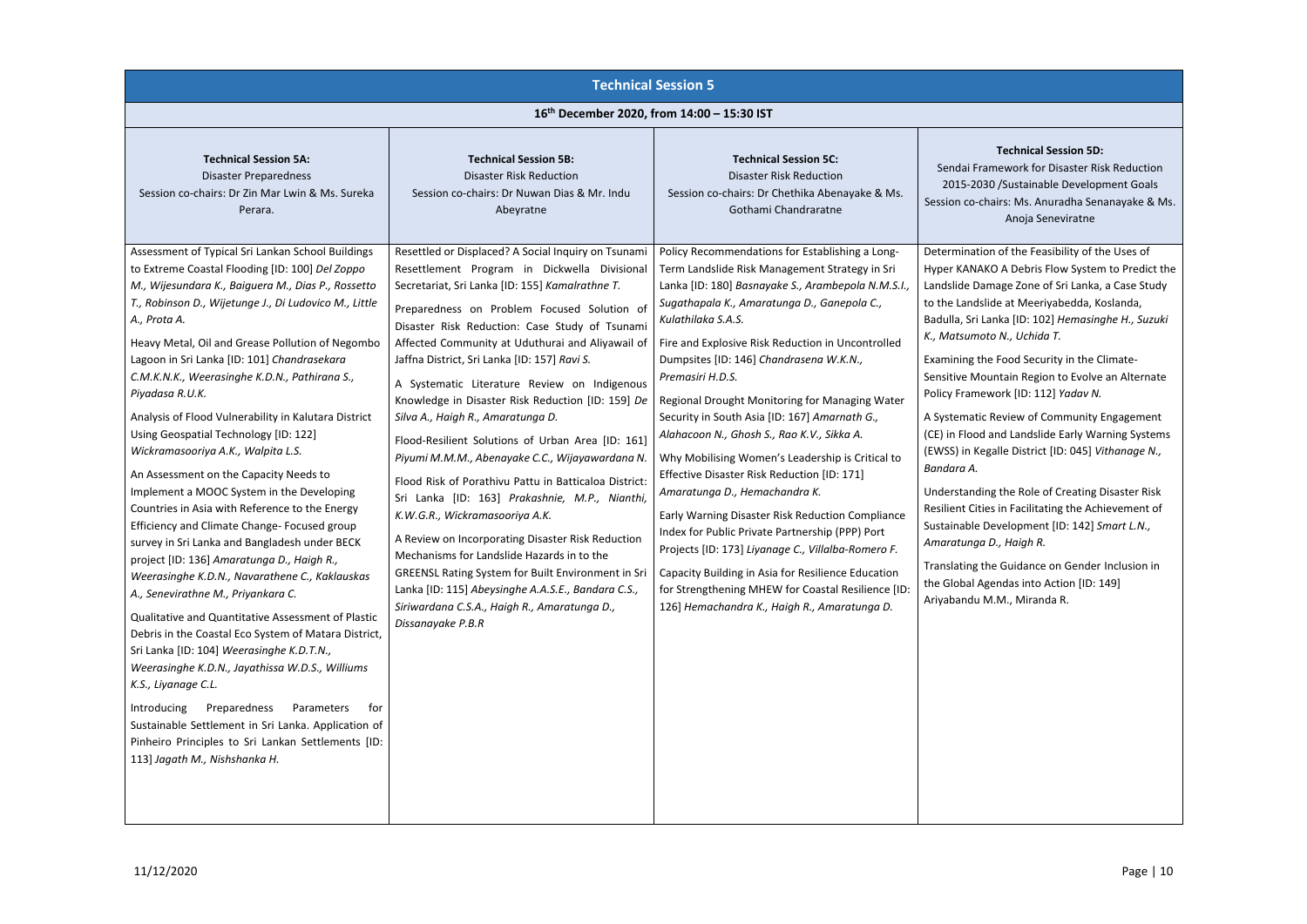## Technical Session 5

**16th December 2020, from 14:00 – 15:30 IST**

| **Technical Session 5A:** Disaster Preparedness Session co-chairs: Dr Zin Mar Lwin & Ms. Sureka Perara. | **Technical Session 5B:** Disaster Risk Reduction Session co-chairs: Dr Nuwan Dias & Mr. Indu Abeyratne | **Technical Session 5C:** Disaster Risk Reduction Session co-chairs: Dr Chethika Abenayake & Ms. Gothami Chandraratne | **Technical Session 5D:** Sendai Framework for Disaster Risk Reduction 2015-2030 /Sustainable Development Goals Session co-chairs: Ms. Anuradha Senanayake & Ms. Anoja Seneviratne |
|---|---|---|---|
| Assessment of Typical Sri Lankan School Buildings to Extreme Coastal Flooding [ID: 100] *Del Zoppo M., Wijesundara K., Baiguera M., Dias P., Rossetto T., Robinson D., Wijetunge J., Di Ludovico M., Little A., Prota A.*<br><br>Heavy Metal, Oil and Grease Pollution of Negombo Lagoon in Sri Lanka [ID: 101] *Chandrasekara C.M.K.N.K., Weerasinghe K.D.N., Pathirana S., Piyadasa R.U.K.*<br><br>Analysis of Flood Vulnerability in Kalutara District Using Geospatial Technology [ID: 122] *Wickramasooriya A.K., Walpita L.S.*<br><br>An Assessment on the Capacity Needs to Implement a MOOC System in the Developing Countries in Asia with Reference to the Energy Efficiency and Climate Change- Focused group survey in Sri Lanka and Bangladesh under BECK project [ID: 136] *Amaratunga D., Haigh R., Weerasinghe K.D.N., Navarathene C., Kaklauskas A., Senevirathne M., Priyankara C.*<br><br>Qualitative and Quantitative Assessment of Plastic Debris in the Coastal Eco System of Matara District, Sri Lanka [ID: 104] *Weerasinghe K.D.T.N., Weerasinghe K.D.N., Jayathissa W.D.S., Williums K.S., Liyanage C.L.*<br><br>Introducing Preparedness Parameters for Sustainable Settlement in Sri Lanka. Application of Pinheiro Principles to Sri Lankan Settlements [ID: 113] *Jagath M., Nishshanka H.* | Resettled or Displaced? A Social Inquiry on Tsunami Resettlement Program in Dickwella Divisional Secretariat, Sri Lanka [ID: 155] *Kamalrathne T.*<br><br>Preparedness on Problem Focused Solution of Disaster Risk Reduction: Case Study of Tsunami Affected Community at Uduthurai and Aliyawail of Jaffna District, Sri Lanka [ID: 157] *Ravi S.*<br><br>A Systematic Literature Review on Indigenous Knowledge in Disaster Risk Reduction [ID: 159] *De Silva A., Haigh R., Amaratunga D.*<br><br>Flood-Resilient Solutions of Urban Area [ID: 161] *Piyumi M.M.M., Abenayake C.C., Wijayawardana N.*<br><br>Flood Risk of Porathivu Pattu in Batticaloa District: Sri Lanka [ID: 163] *Prakashnie, M.P., Nianthi, K.W.G.R., Wickramasooriya A.K.*<br><br>A Review on Incorporating Disaster Risk Reduction Mechanisms for Landslide Hazards in to the GREENSL Rating System for Built Environment in Sri Lanka [ID: 115] *Abeysinghe A.A.S.E., Bandara C.S., Siriwardana C.S.A., Haigh R., Amaratunga D., Dissanayake P.B.R* | Policy Recommendations for Establishing a Long-Term Landslide Risk Management Strategy in Sri Lanka [ID: 180] *Basnayake S., Arambepola N.M.S.I., Sugathapala K., Amaratunga D., Ganepola C., Kulathilaka S.A.S.*<br><br>Fire and Explosive Risk Reduction in Uncontrolled Dumpsites [ID: 146] *Chandrasena W.K.N., Premasiri H.D.S.*<br><br>Regional Drought Monitoring for Managing Water Security in South Asia [ID: 167] *Amarnath G., Alahacoon N., Ghosh S., Rao K.V., Sikka A.*<br><br>Why Mobilising Women's Leadership is Critical to Effective Disaster Risk Reduction [ID: 171] *Amaratunga D., Hemachandra K.*<br><br>Early Warning Disaster Risk Reduction Compliance Index for Public Private Partnership (PPP) Port Projects [ID: 173] *Liyanage C., Villalba-Romero F.*<br><br>Capacity Building in Asia for Resilience Education for Strengthening MHEW for Coastal Resilience [ID: 126] *Hemachandra K., Haigh R., Amaratunga D.* | Determination of the Feasibility of the Uses of Hyper KANAKO A Debris Flow System to Predict the Landslide Damage Zone of Sri Lanka, a Case Study to the Landslide at Meeriyabedda, Koslanda, Badulla, Sri Lanka [ID: 102] *Hemasinghe H., Suzuki K., Matsumoto N., Uchida T.*<br><br>Examining the Food Security in the Climate-Sensitive Mountain Region to Evolve an Alternate Policy Framework [ID: 112] *Yadav N.*<br><br>A Systematic Review of Community Engagement (CE) in Flood and Landslide Early Warning Systems (EWSS) in Kegalle District [ID: 045] *Vithanage N., Bandara A.*<br><br>Understanding the Role of Creating Disaster Risk Resilient Cities in Facilitating the Achievement of Sustainable Development [ID: 142] *Smart L.N., Amaratunga D., Haigh R.*<br><br>Translating the Guidance on Gender Inclusion in the Global Agendas into Action [ID: 149] Ariyabandu M.M., Miranda R. |